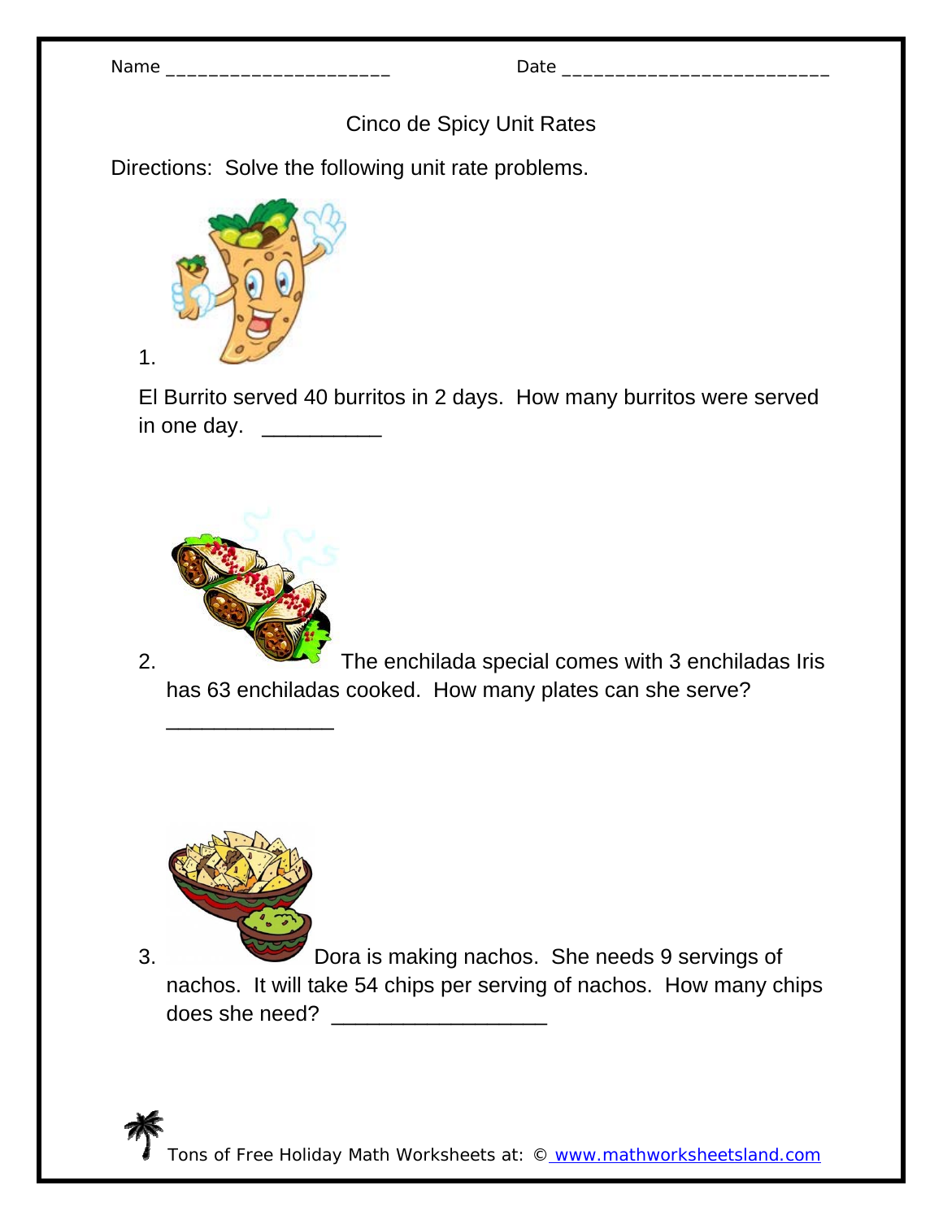Name _____________________ Date _________________________

# Cinco de Spicy Unit Rates

Directions: Solve the following unit rate problems.

1. El Burrito served 40 burritos in 2 days. How many burritos were served in one day. __________

2. The enchilada special comes with 3 enchiladas Iris has 63 enchiladas cooked. How many plates can she serve? ______________

3. Dora is making nachos. She needs 9 servings of nachos. It will take 54 chips per serving of nachos. How many chips does she need? __________________

Tons of Free Holiday Math Worksheets at: © www.mathworksheetsland.com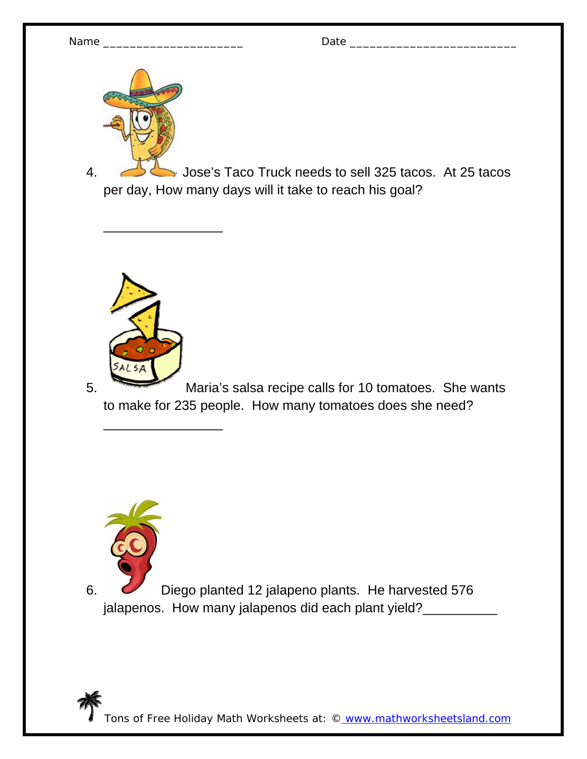Name ____________________ Date ________________________

4. Jose's Taco Truck needs to sell 325 tacos. At 25 tacos per day, How many days will it take to reach his goal?

_______________

5. Maria's salsa recipe calls for 10 tomatoes. She wants to make for 235 people. How many tomatoes does she need?

_______________

6. Diego planted 12 jalapeno plants. He harvested 576 jalapenos. How many jalapenos did each plant yield?__________

Tons of Free Holiday Math Worksheets at: © www.mathworksheetsland.com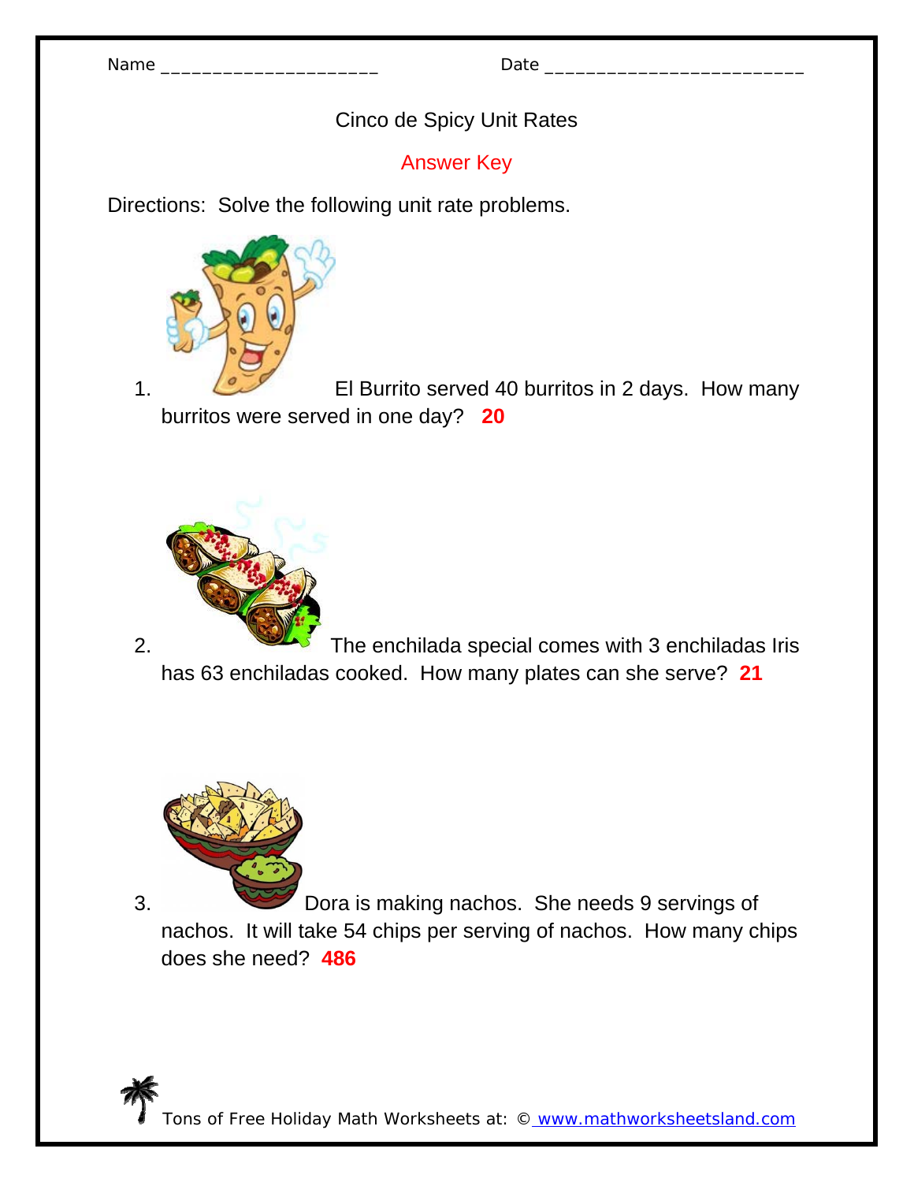Name ____________________ Date ________________________

# Cinco de Spicy Unit Rates

## Answer Key

Directions: Solve the following unit rate problems.

1. El Burrito served 40 burritos in 2 days. How many burritos were served in one day? **20**

2. The enchilada special comes with 3 enchiladas Iris has 63 enchiladas cooked. How many plates can she serve? **21**

3. Dora is making nachos. She needs 9 servings of nachos. It will take 54 chips per serving of nachos. How many chips does she need? **486**

Tons of Free Holiday Math Worksheets at: © www.mathworksheetsland.com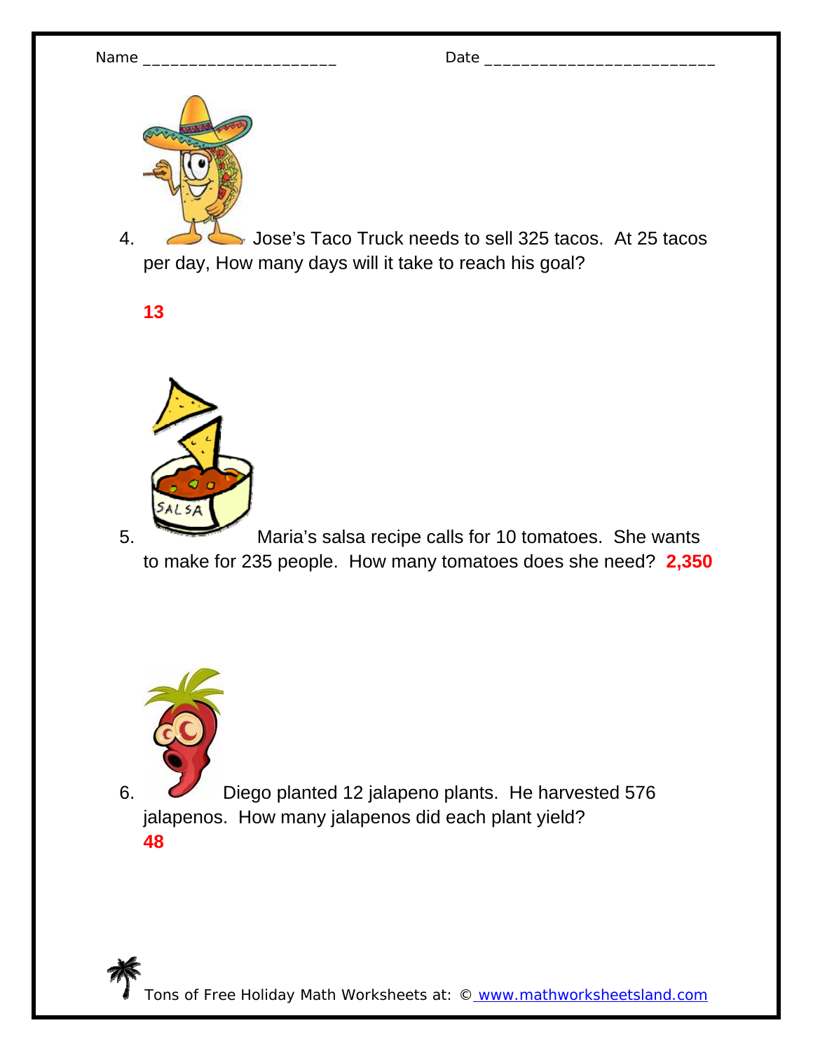Name ____________________ Date ________________________

4. Jose's Taco Truck needs to sell 325 tacos. At 25 tacos per day, How many days will it take to reach his goal?

**13**

5. Maria's salsa recipe calls for 10 tomatoes. She wants to make for 235 people. How many tomatoes does she need? **2,350**

6. Diego planted 12 jalapeno plants. He harvested 576 jalapenos. How many jalapenos did each plant yield?
**48**

Tons of Free Holiday Math Worksheets at: © www.mathworksheetsland.com